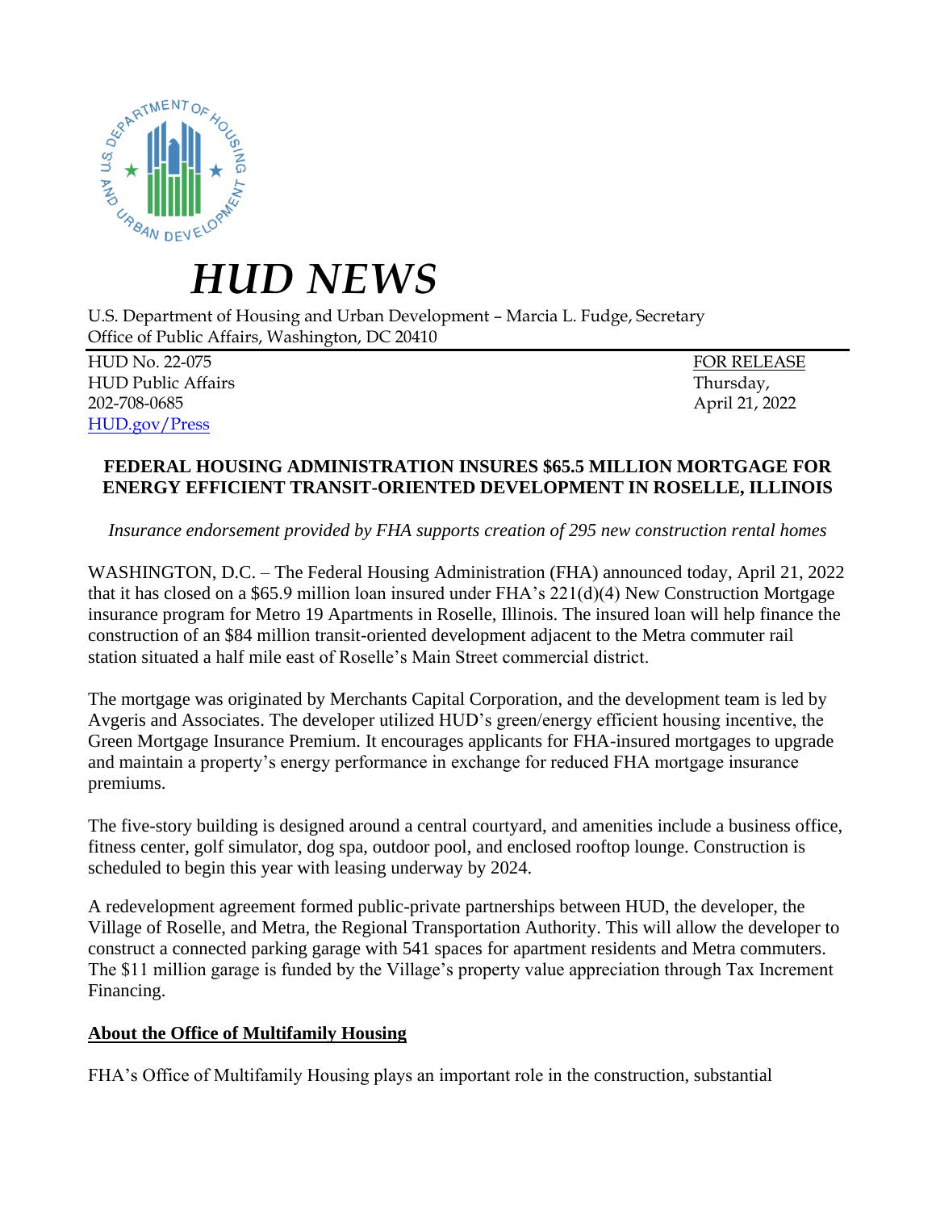# HUD NEWS

U.S. Department of Housing and Urban Development – Marcia L. Fudge, Secretary
Office of Public Affairs, Washington, DC 20410

HUD No. 22-075
HUD Public Affairs
202-708-0685
HUD.gov/Press

FOR RELEASE
Thursday,
April 21, 2022

**FEDERAL HOUSING ADMINISTRATION INSURES $65.5 MILLION MORTGAGE FOR ENERGY EFFICIENT TRANSIT-ORIENTED DEVELOPMENT IN ROSELLE, ILLINOIS**

*Insurance endorsement provided by FHA supports creation of 295 new construction rental homes*

WASHINGTON, D.C. – The Federal Housing Administration (FHA) announced today, April 21, 2022 that it has closed on a $65.9 million loan insured under FHA's 221(d)(4) New Construction Mortgage insurance program for Metro 19 Apartments in Roselle, Illinois. The insured loan will help finance the construction of an $84 million transit-oriented development adjacent to the Metra commuter rail station situated a half mile east of Roselle's Main Street commercial district.

The mortgage was originated by Merchants Capital Corporation, and the development team is led by Avgeris and Associates. The developer utilized HUD's green/energy efficient housing incentive, the Green Mortgage Insurance Premium. It encourages applicants for FHA-insured mortgages to upgrade and maintain a property's energy performance in exchange for reduced FHA mortgage insurance premiums.

The five-story building is designed around a central courtyard, and amenities include a business office, fitness center, golf simulator, dog spa, outdoor pool, and enclosed rooftop lounge. Construction is scheduled to begin this year with leasing underway by 2024.

A redevelopment agreement formed public-private partnerships between HUD, the developer, the Village of Roselle, and Metra, the Regional Transportation Authority. This will allow the developer to construct a connected parking garage with 541 spaces for apartment residents and Metra commuters. The $11 million garage is funded by the Village's property value appreciation through Tax Increment Financing.

**About the Office of Multifamily Housing**

FHA's Office of Multifamily Housing plays an important role in the construction, substantial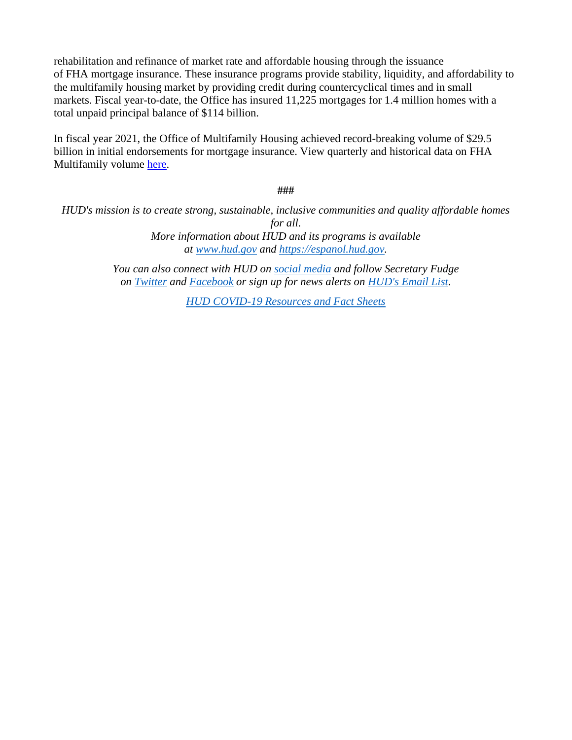rehabilitation and refinance of market rate and affordable housing through the issuance of FHA mortgage insurance. These insurance programs provide stability, liquidity, and affordability to the multifamily housing market by providing credit during countercyclical times and in small markets. Fiscal year-to-date, the Office has insured 11,225 mortgages for 1.4 million homes with a total unpaid principal balance of $114 billion.

In fiscal year 2021, the Office of Multifamily Housing achieved record-breaking volume of $29.5 billion in initial endorsements for mortgage insurance. View quarterly and historical data on FHA Multifamily volume here.

###

*HUD's mission is to create strong, sustainable, inclusive communities and quality affordable homes for all.*
*More information about HUD and its programs is available at www.hud.gov and https://espanol.hud.gov.*

*You can also connect with HUD on social media and follow Secretary Fudge on Twitter and Facebook or sign up for news alerts on HUD's Email List.*

*HUD COVID-19 Resources and Fact Sheets*